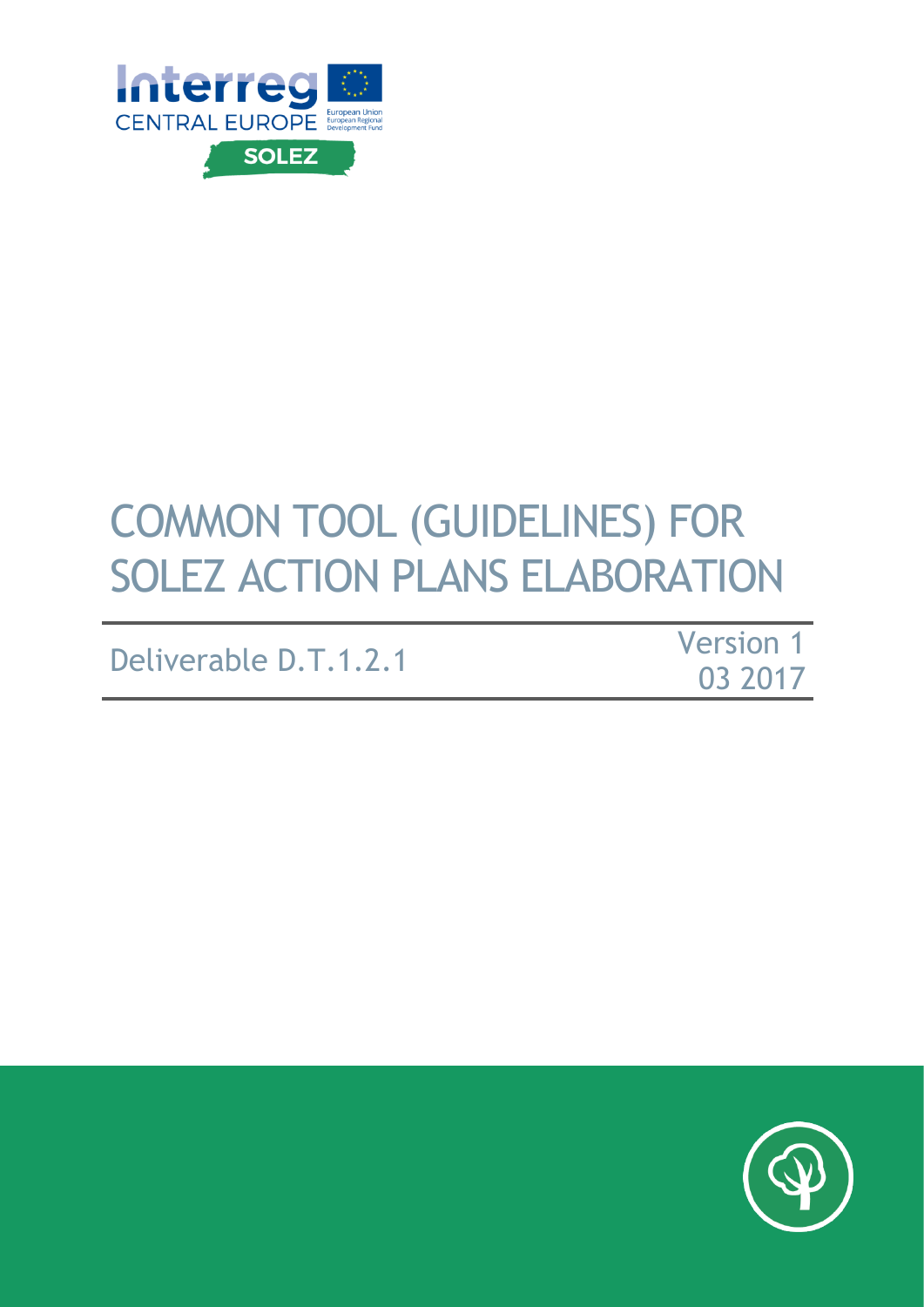Interreg
CENTRAL EUROPE
European Union
European Regional Development Fund

SOLEZ

# COMMON TOOL (GUIDELINES) FOR SOLEZ ACTION PLANS ELABORATION

Deliverable D.T.1.2.1

Version 1
03 2017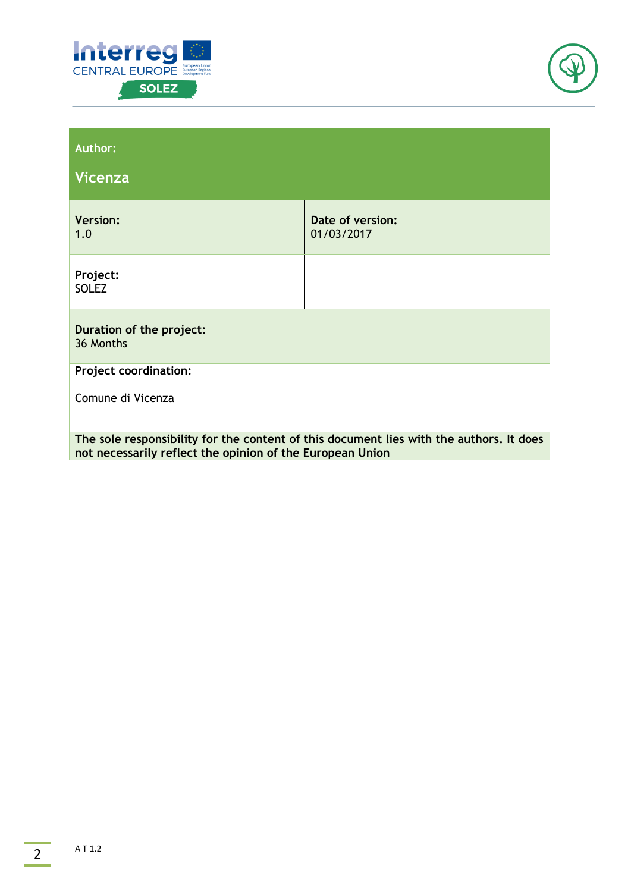| Author: Vicenza | |
|---|---|
| **Version:** 1.0 | **Date of version:** 01/03/2017 |
| **Project:** SOLEZ | |
| **Duration of the project:** 36 Months | |
| **Project coordination:** Comune di Vicenza | |
| **The sole responsibility for the content of this document lies with the authors. It does not necessarily reflect the opinion of the European Union** | |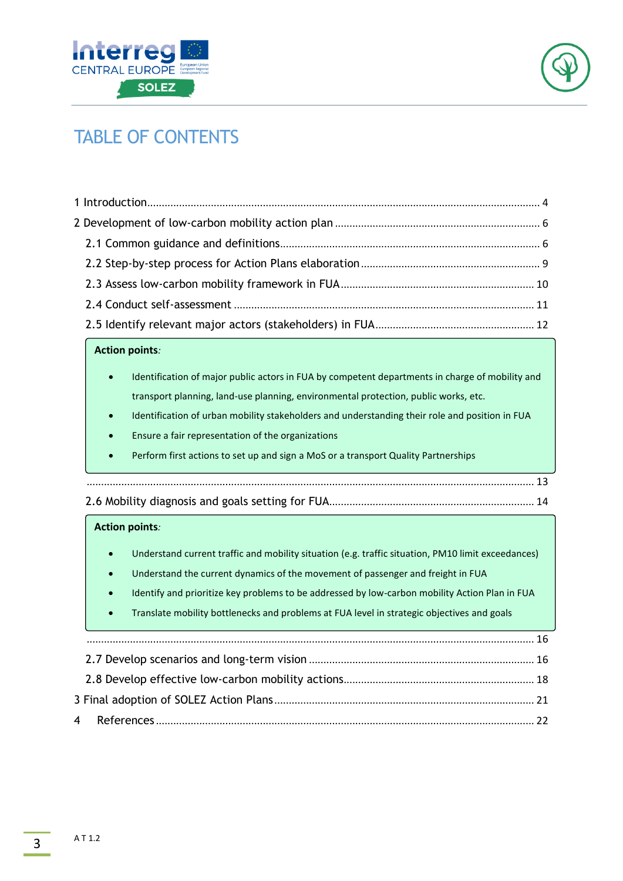# TABLE OF CONTENTS

1 Introduction ........................................................................................................................ 4

2 Development of low-carbon mobility action plan ...................................................................... 6

2.1 Common guidance and definitions ......................................................................................... 6

2.2 Step-by-step process for Action Plans elaboration ................................................................... 9

2.3 Assess low-carbon mobility framework in FUA ...................................................................... 10

2.4 Conduct self-assessment ...................................................................................................... 11

2.5 Identify relevant major actors (stakeholders) in FUA ........................................................... 12

**Action points**:

- Identification of major public actors in FUA by competent departments in charge of mobility and transport planning, land-use planning, environmental protection, public works, etc.
- Identification of urban mobility stakeholders and understanding their role and position in FUA
- Ensure a fair representation of the organizations
- Perform first actions to set up and sign a MoS or a transport Quality Partnerships

........................................................................................................................................ 13

2.6 Mobility diagnosis and goals setting for FUA ....................................................................... 14

**Action points**:

- Understand current traffic and mobility situation (e.g. traffic situation, PM10 limit exceedances)
- Understand the current dynamics of the movement of passenger and freight in FUA
- Identify and prioritize key problems to be addressed by low-carbon mobility Action Plan in FUA
- Translate mobility bottlenecks and problems at FUA level in strategic objectives and goals

........................................................................................................................................ 16

2.7 Develop scenarios and long-term vision ............................................................................... 16

2.8 Develop effective low-carbon mobility actions ...................................................................... 18

3 Final adoption of SOLEZ Action Plans ...................................................................................... 21

4 References ............................................................................................................................ 22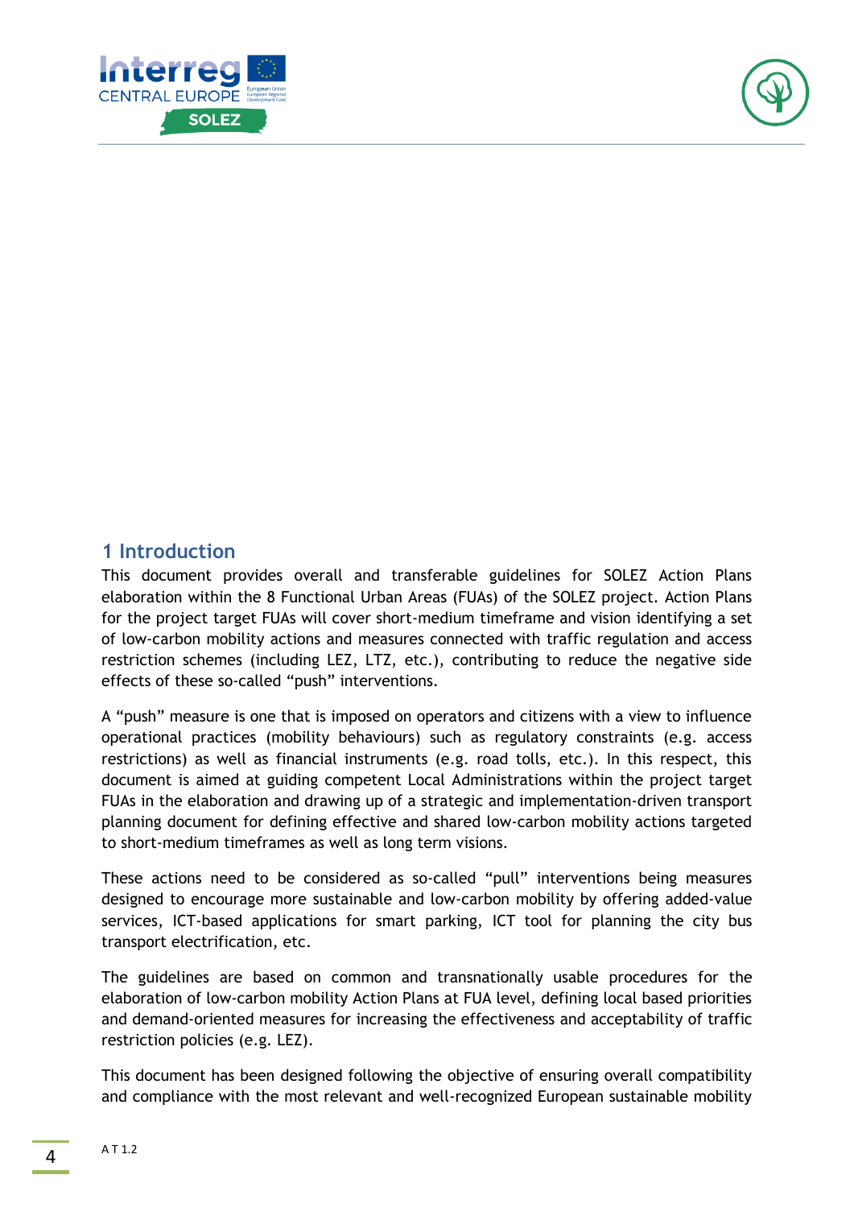# 1 Introduction

This document provides overall and transferable guidelines for SOLEZ Action Plans elaboration within the 8 Functional Urban Areas (FUAs) of the SOLEZ project. Action Plans for the project target FUAs will cover short-medium timeframe and vision identifying a set of low-carbon mobility actions and measures connected with traffic regulation and access restriction schemes (including LEZ, LTZ, etc.), contributing to reduce the negative side effects of these so-called "push" interventions.

A "push" measure is one that is imposed on operators and citizens with a view to influence operational practices (mobility behaviours) such as regulatory constraints (e.g. access restrictions) as well as financial instruments (e.g. road tolls, etc.). In this respect, this document is aimed at guiding competent Local Administrations within the project target FUAs in the elaboration and drawing up of a strategic and implementation-driven transport planning document for defining effective and shared low-carbon mobility actions targeted to short-medium timeframes as well as long term visions.

These actions need to be considered as so-called "pull" interventions being measures designed to encourage more sustainable and low-carbon mobility by offering added-value services, ICT-based applications for smart parking, ICT tool for planning the city bus transport electrification, etc.

The guidelines are based on common and transnationally usable procedures for the elaboration of low-carbon mobility Action Plans at FUA level, defining local based priorities and demand-oriented measures for increasing the effectiveness and acceptability of traffic restriction policies (e.g. LEZ).

This document has been designed following the objective of ensuring overall compatibility and compliance with the most relevant and well-recognized European sustainable mobility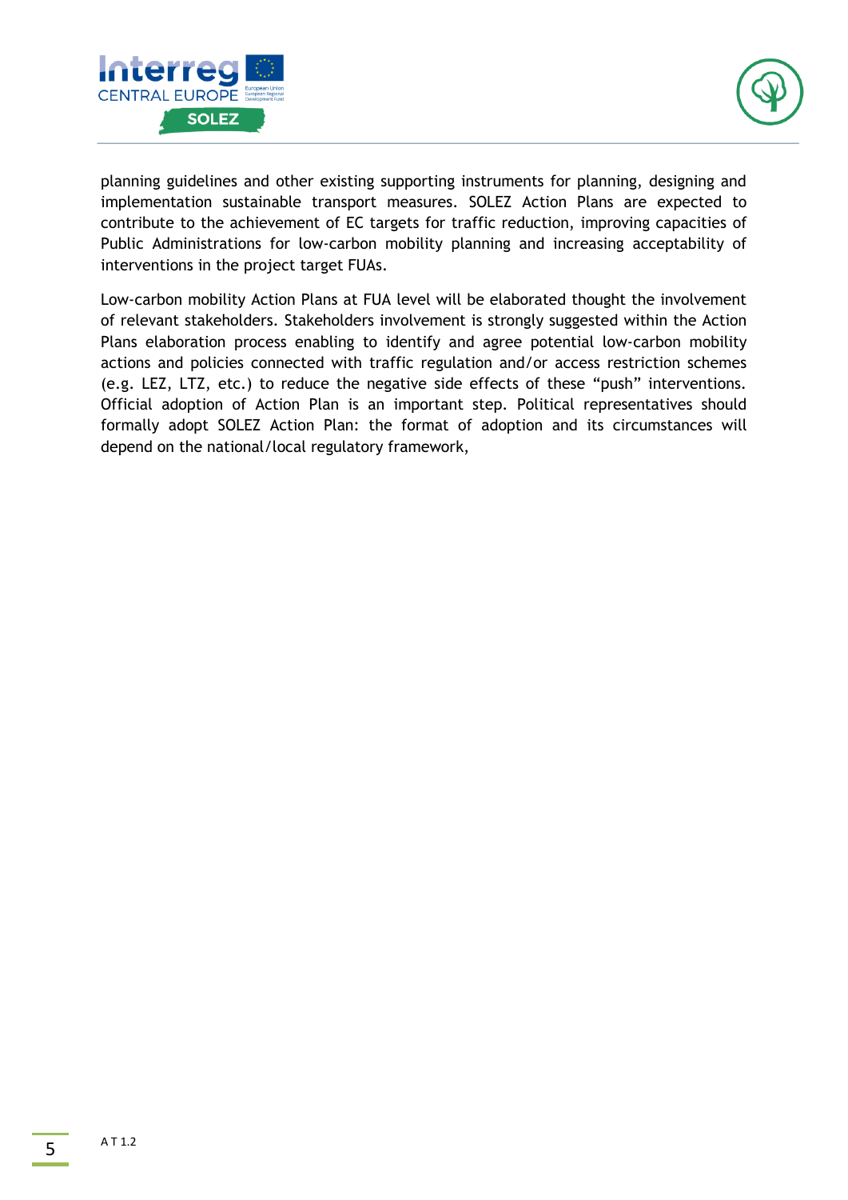planning guidelines and other existing supporting instruments for planning, designing and implementation sustainable transport measures. SOLEZ Action Plans are expected to contribute to the achievement of EC targets for traffic reduction, improving capacities of Public Administrations for low-carbon mobility planning and increasing acceptability of interventions in the project target FUAs.

Low-carbon mobility Action Plans at FUA level will be elaborated thought the involvement of relevant stakeholders. Stakeholders involvement is strongly suggested within the Action Plans elaboration process enabling to identify and agree potential low-carbon mobility actions and policies connected with traffic regulation and/or access restriction schemes (e.g. LEZ, LTZ, etc.) to reduce the negative side effects of these "push" interventions. Official adoption of Action Plan is an important step. Political representatives should formally adopt SOLEZ Action Plan: the format of adoption and its circumstances will depend on the national/local regulatory framework,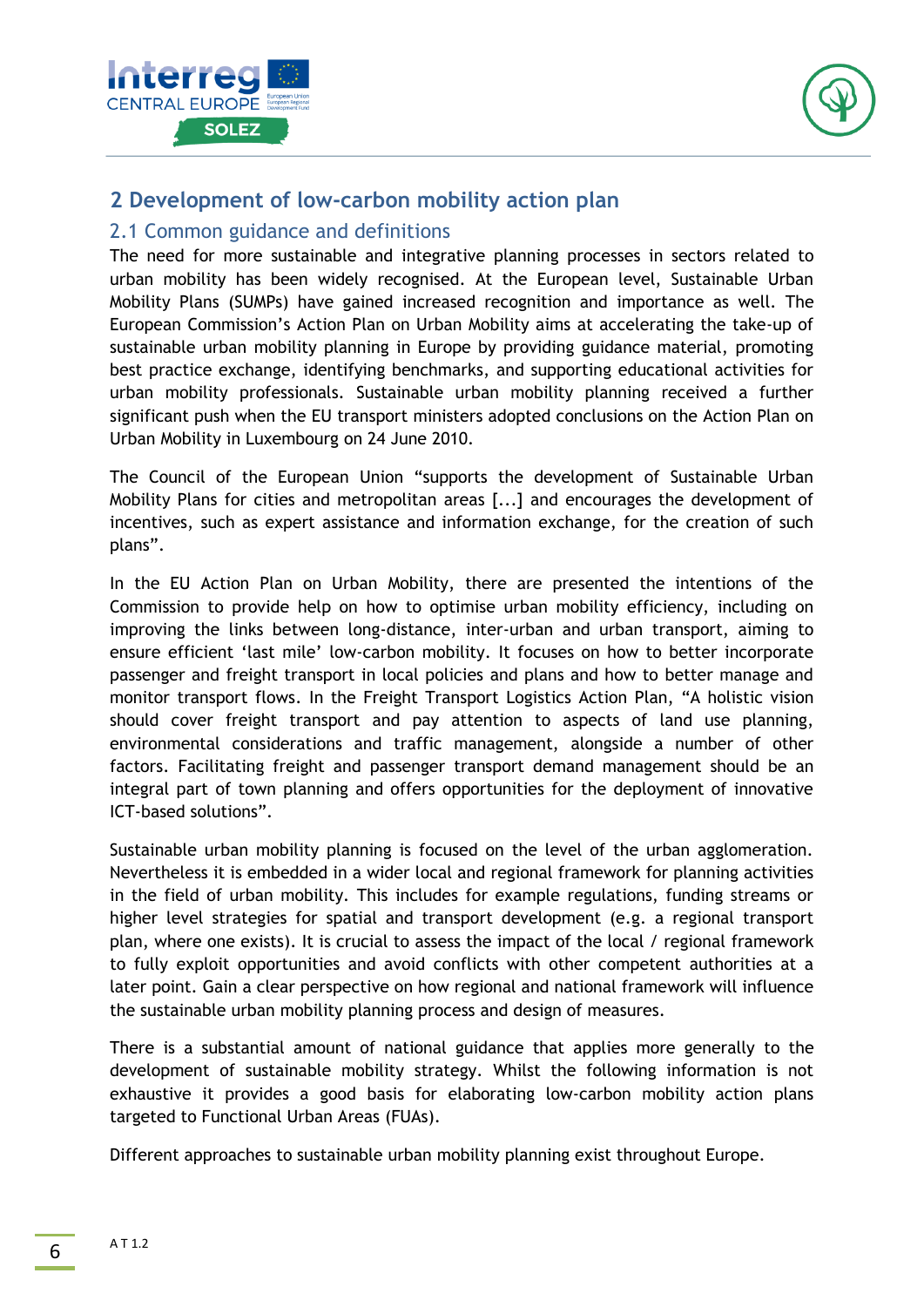## 2 Development of low-carbon mobility action plan

### 2.1 Common guidance and definitions

The need for more sustainable and integrative planning processes in sectors related to urban mobility has been widely recognised. At the European level, Sustainable Urban Mobility Plans (SUMPs) have gained increased recognition and importance as well. The European Commission's Action Plan on Urban Mobility aims at accelerating the take-up of sustainable urban mobility planning in Europe by providing guidance material, promoting best practice exchange, identifying benchmarks, and supporting educational activities for urban mobility professionals. Sustainable urban mobility planning received a further significant push when the EU transport ministers adopted conclusions on the Action Plan on Urban Mobility in Luxembourg on 24 June 2010.

The Council of the European Union "supports the development of Sustainable Urban Mobility Plans for cities and metropolitan areas [...] and encourages the development of incentives, such as expert assistance and information exchange, for the creation of such plans".

In the EU Action Plan on Urban Mobility, there are presented the intentions of the Commission to provide help on how to optimise urban mobility efficiency, including on improving the links between long-distance, inter-urban and urban transport, aiming to ensure efficient 'last mile' low-carbon mobility. It focuses on how to better incorporate passenger and freight transport in local policies and plans and how to better manage and monitor transport flows. In the Freight Transport Logistics Action Plan, "A holistic vision should cover freight transport and pay attention to aspects of land use planning, environmental considerations and traffic management, alongside a number of other factors. Facilitating freight and passenger transport demand management should be an integral part of town planning and offers opportunities for the deployment of innovative ICT-based solutions".

Sustainable urban mobility planning is focused on the level of the urban agglomeration. Nevertheless it is embedded in a wider local and regional framework for planning activities in the field of urban mobility. This includes for example regulations, funding streams or higher level strategies for spatial and transport development (e.g. a regional transport plan, where one exists). It is crucial to assess the impact of the local / regional framework to fully exploit opportunities and avoid conflicts with other competent authorities at a later point. Gain a clear perspective on how regional and national framework will influence the sustainable urban mobility planning process and design of measures.

There is a substantial amount of national guidance that applies more generally to the development of sustainable mobility strategy. Whilst the following information is not exhaustive it provides a good basis for elaborating low-carbon mobility action plans targeted to Functional Urban Areas (FUAs).

Different approaches to sustainable urban mobility planning exist throughout Europe.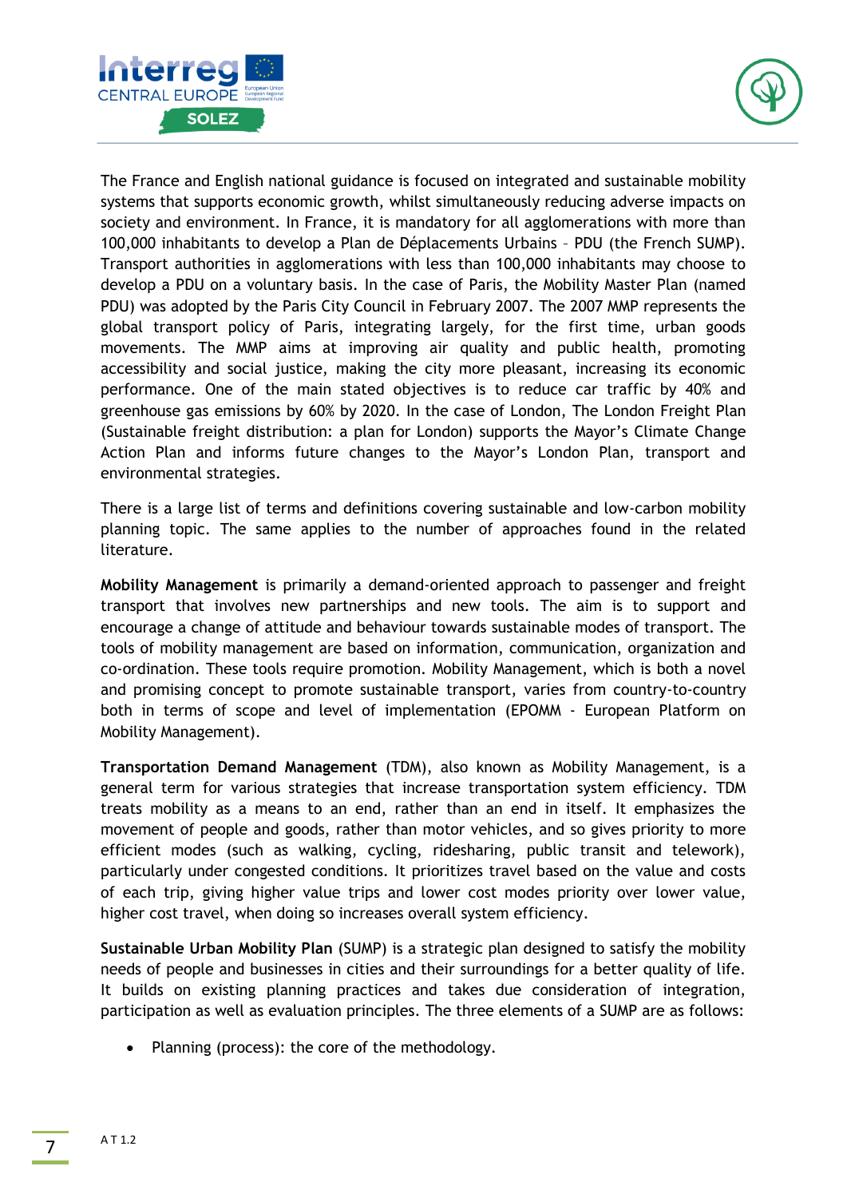The France and English national guidance is focused on integrated and sustainable mobility systems that supports economic growth, whilst simultaneously reducing adverse impacts on society and environment. In France, it is mandatory for all agglomerations with more than 100,000 inhabitants to develop a Plan de Déplacements Urbains – PDU (the French SUMP). Transport authorities in agglomerations with less than 100,000 inhabitants may choose to develop a PDU on a voluntary basis. In the case of Paris, the Mobility Master Plan (named PDU) was adopted by the Paris City Council in February 2007. The 2007 MMP represents the global transport policy of Paris, integrating largely, for the first time, urban goods movements. The MMP aims at improving air quality and public health, promoting accessibility and social justice, making the city more pleasant, increasing its economic performance. One of the main stated objectives is to reduce car traffic by 40% and greenhouse gas emissions by 60% by 2020. In the case of London, The London Freight Plan (Sustainable freight distribution: a plan for London) supports the Mayor's Climate Change Action Plan and informs future changes to the Mayor's London Plan, transport and environmental strategies.

There is a large list of terms and definitions covering sustainable and low-carbon mobility planning topic. The same applies to the number of approaches found in the related literature.

**Mobility Management** is primarily a demand-oriented approach to passenger and freight transport that involves new partnerships and new tools. The aim is to support and encourage a change of attitude and behaviour towards sustainable modes of transport. The tools of mobility management are based on information, communication, organization and co-ordination. These tools require promotion. Mobility Management, which is both a novel and promising concept to promote sustainable transport, varies from country-to-country both in terms of scope and level of implementation (EPOMM - European Platform on Mobility Management).

**Transportation Demand Management** (TDM), also known as Mobility Management, is a general term for various strategies that increase transportation system efficiency. TDM treats mobility as a means to an end, rather than an end in itself. It emphasizes the movement of people and goods, rather than motor vehicles, and so gives priority to more efficient modes (such as walking, cycling, ridesharing, public transit and telework), particularly under congested conditions. It prioritizes travel based on the value and costs of each trip, giving higher value trips and lower cost modes priority over lower value, higher cost travel, when doing so increases overall system efficiency.

**Sustainable Urban Mobility Plan** (SUMP) is a strategic plan designed to satisfy the mobility needs of people and businesses in cities and their surroundings for a better quality of life. It builds on existing planning practices and takes due consideration of integration, participation as well as evaluation principles. The three elements of a SUMP are as follows:

- Planning (process): the core of the methodology.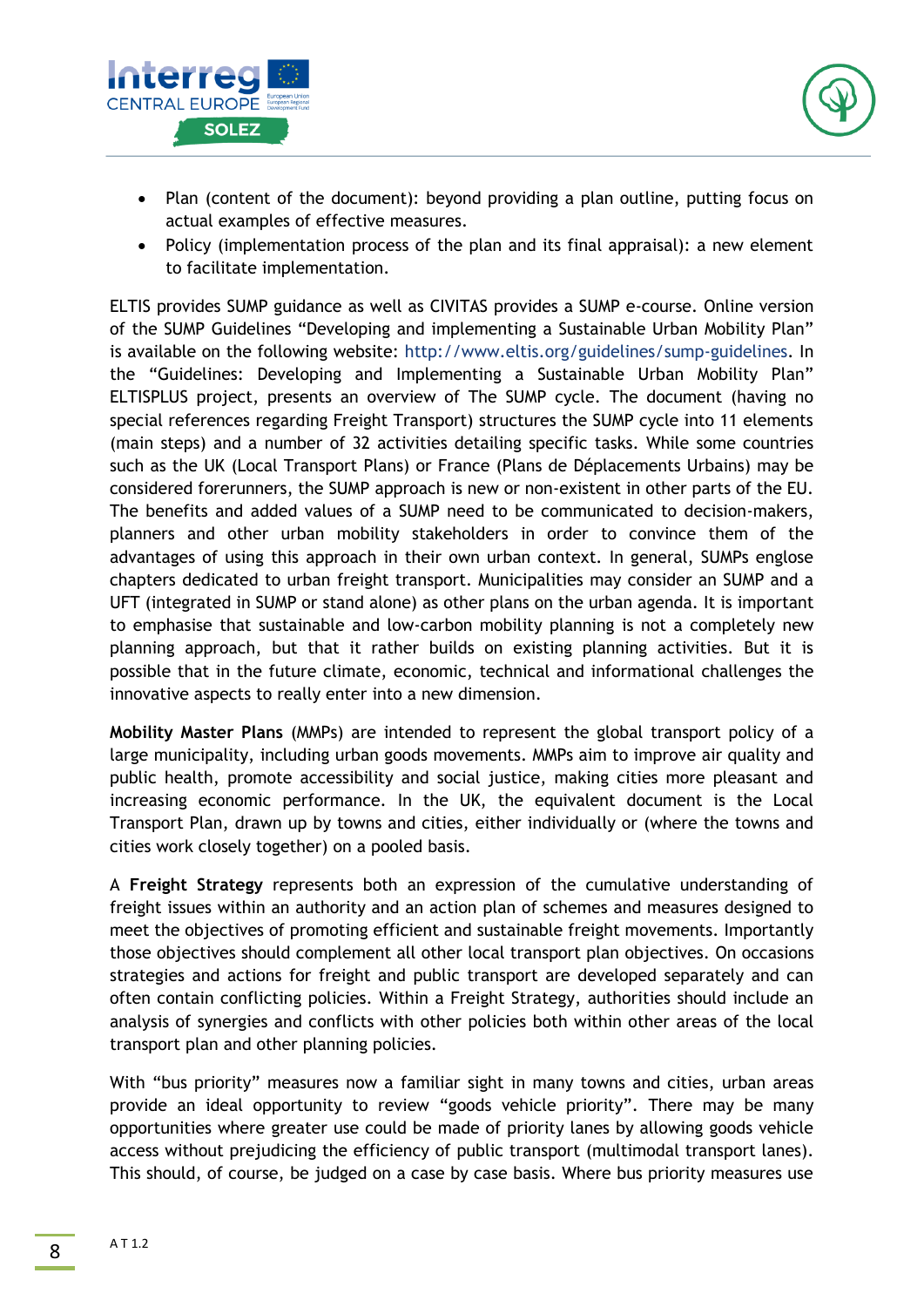- Plan (content of the document): beyond providing a plan outline, putting focus on actual examples of effective measures.
- Policy (implementation process of the plan and its final appraisal): a new element to facilitate implementation.

ELTIS provides SUMP guidance as well as CIVITAS provides a SUMP e-course. Online version of the SUMP Guidelines "Developing and implementing a Sustainable Urban Mobility Plan" is available on the following website: http://www.eltis.org/guidelines/sump-guidelines. In the "Guidelines: Developing and Implementing a Sustainable Urban Mobility Plan" ELTISPLUS project, presents an overview of The SUMP cycle. The document (having no special references regarding Freight Transport) structures the SUMP cycle into 11 elements (main steps) and a number of 32 activities detailing specific tasks. While some countries such as the UK (Local Transport Plans) or France (Plans de Déplacements Urbains) may be considered forerunners, the SUMP approach is new or non-existent in other parts of the EU. The benefits and added values of a SUMP need to be communicated to decision-makers, planners and other urban mobility stakeholders in order to convince them of the advantages of using this approach in their own urban context. In general, SUMPs englose chapters dedicated to urban freight transport. Municipalities may consider an SUMP and a UFT (integrated in SUMP or stand alone) as other plans on the urban agenda. It is important to emphasise that sustainable and low-carbon mobility planning is not a completely new planning approach, but that it rather builds on existing planning activities. But it is possible that in the future climate, economic, technical and informational challenges the innovative aspects to really enter into a new dimension.

**Mobility Master Plans** (MMPs) are intended to represent the global transport policy of a large municipality, including urban goods movements. MMPs aim to improve air quality and public health, promote accessibility and social justice, making cities more pleasant and increasing economic performance. In the UK, the equivalent document is the Local Transport Plan, drawn up by towns and cities, either individually or (where the towns and cities work closely together) on a pooled basis.

A **Freight Strategy** represents both an expression of the cumulative understanding of freight issues within an authority and an action plan of schemes and measures designed to meet the objectives of promoting efficient and sustainable freight movements. Importantly those objectives should complement all other local transport plan objectives. On occasions strategies and actions for freight and public transport are developed separately and can often contain conflicting policies. Within a Freight Strategy, authorities should include an analysis of synergies and conflicts with other policies both within other areas of the local transport plan and other planning policies.

With "bus priority" measures now a familiar sight in many towns and cities, urban areas provide an ideal opportunity to review "goods vehicle priority". There may be many opportunities where greater use could be made of priority lanes by allowing goods vehicle access without prejudicing the efficiency of public transport (multimodal transport lanes). This should, of course, be judged on a case by case basis. Where bus priority measures use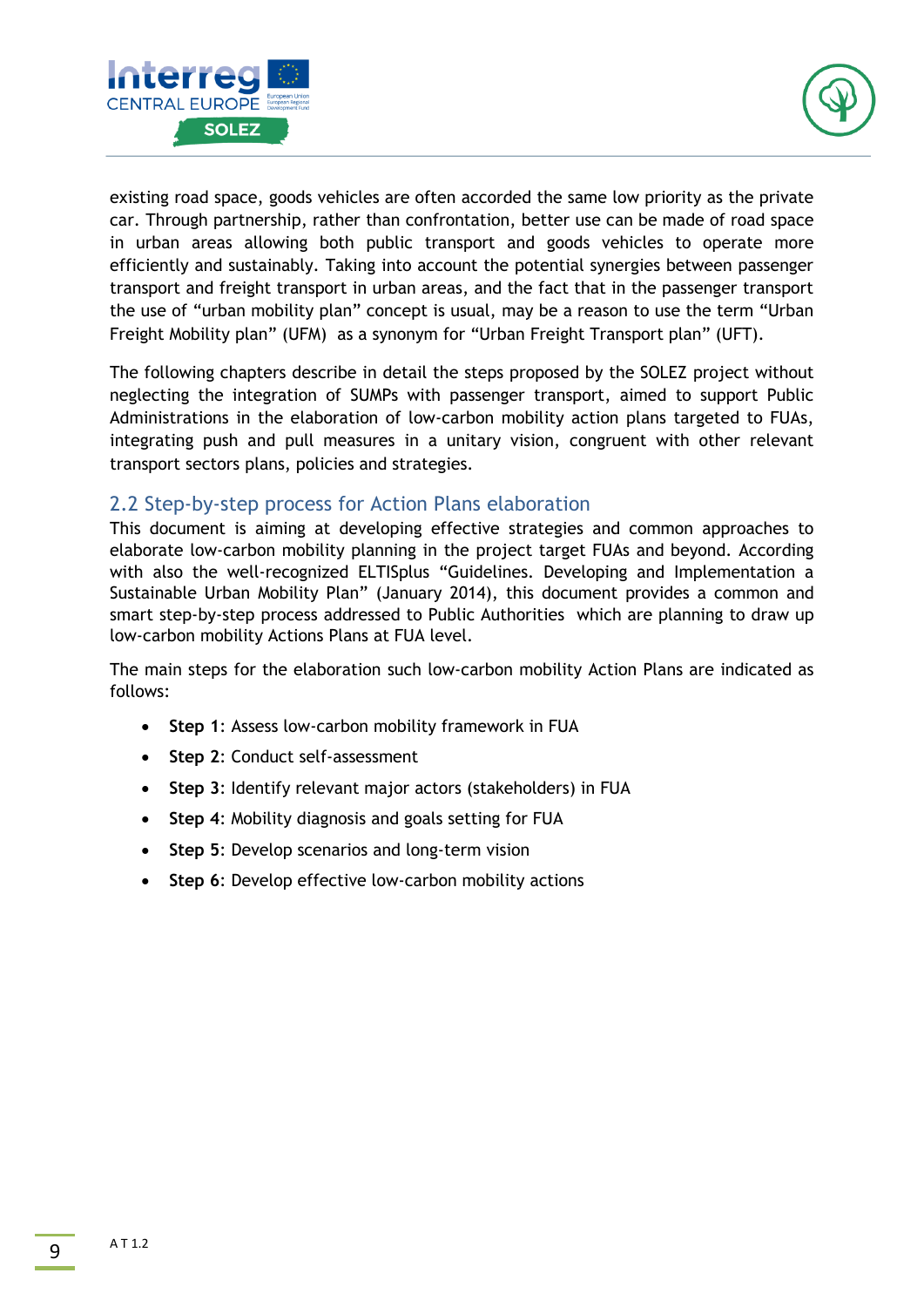existing road space, goods vehicles are often accorded the same low priority as the private car. Through partnership, rather than confrontation, better use can be made of road space in urban areas allowing both public transport and goods vehicles to operate more efficiently and sustainably. Taking into account the potential synergies between passenger transport and freight transport in urban areas, and the fact that in the passenger transport the use of "urban mobility plan" concept is usual, may be a reason to use the term "Urban Freight Mobility plan" (UFM) as a synonym for "Urban Freight Transport plan" (UFT).

The following chapters describe in detail the steps proposed by the SOLEZ project without neglecting the integration of SUMPs with passenger transport, aimed to support Public Administrations in the elaboration of low-carbon mobility action plans targeted to FUAs, integrating push and pull measures in a unitary vision, congruent with other relevant transport sectors plans, policies and strategies.

## 2.2 Step-by-step process for Action Plans elaboration

This document is aiming at developing effective strategies and common approaches to elaborate low-carbon mobility planning in the project target FUAs and beyond. According with also the well-recognized ELTISplus "Guidelines. Developing and Implementation a Sustainable Urban Mobility Plan" (January 2014), this document provides a common and smart step-by-step process addressed to Public Authorities which are planning to draw up low-carbon mobility Actions Plans at FUA level.

The main steps for the elaboration such low-carbon mobility Action Plans are indicated as follows:

- **Step 1**: Assess low-carbon mobility framework in FUA
- **Step 2**: Conduct self-assessment
- **Step 3**: Identify relevant major actors (stakeholders) in FUA
- **Step 4**: Mobility diagnosis and goals setting for FUA
- **Step 5**: Develop scenarios and long-term vision
- **Step 6**: Develop effective low-carbon mobility actions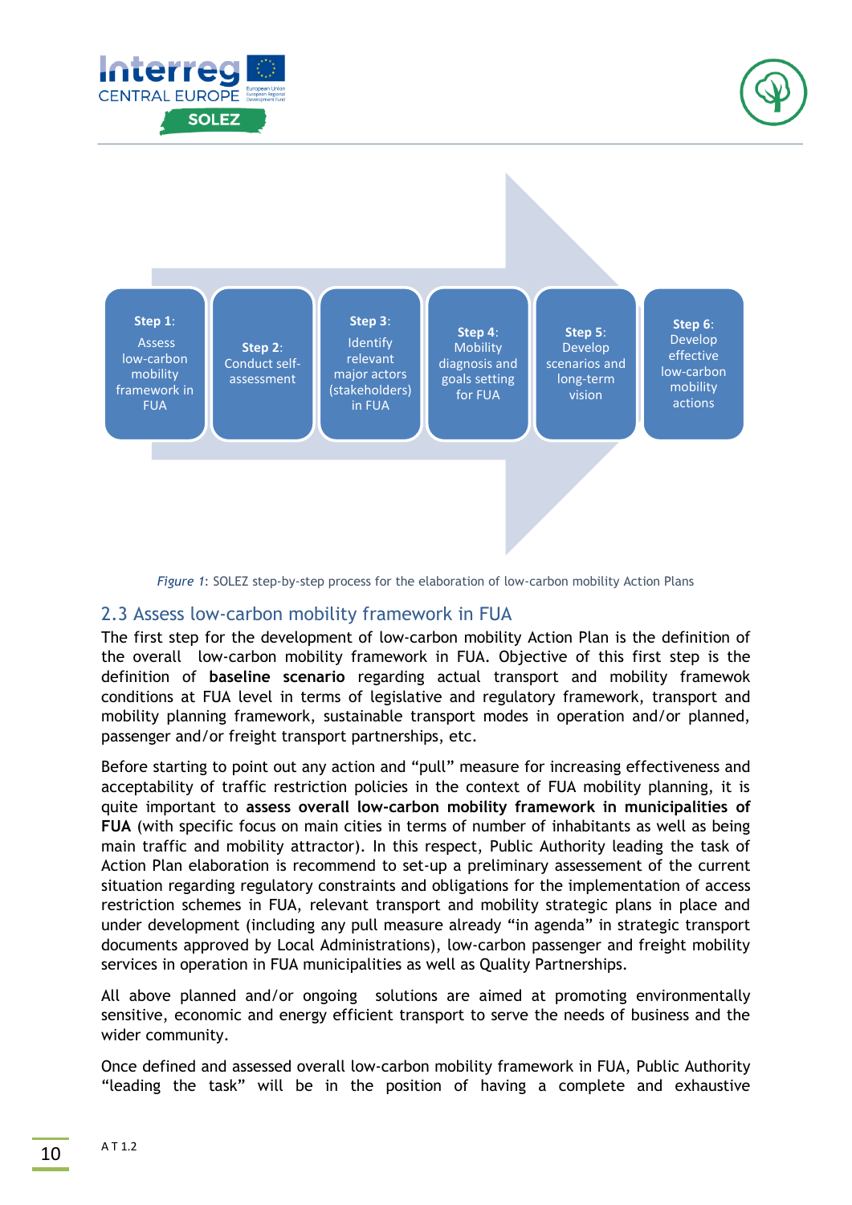**Step 1**: Assess low-carbon mobility framework in FUA

**Step 2**: Conduct self-assessment

**Step 3**: Identify relevant major actors (stakeholders) in FUA

**Step 4**: Mobility diagnosis and goals setting for FUA

**Step 5**: Develop scenarios and long-term vision

**Step 6**: Develop effective low-carbon mobility actions

*Figure 1*: SOLEZ step-by-step process for the elaboration of low-carbon mobility Action Plans

## 2.3 Assess low-carbon mobility framework in FUA

The first step for the development of low-carbon mobility Action Plan is the definition of the overall low-carbon mobility framework in FUA. Objective of this first step is the definition of **baseline scenario** regarding actual transport and mobility framewok conditions at FUA level in terms of legislative and regulatory framework, transport and mobility planning framework, sustainable transport modes in operation and/or planned, passenger and/or freight transport partnerships, etc.

Before starting to point out any action and "pull" measure for increasing effectiveness and acceptability of traffic restriction policies in the context of FUA mobility planning, it is quite important to **assess overall low-carbon mobility framework in municipalities of FUA** (with specific focus on main cities in terms of number of inhabitants as well as being main traffic and mobility attractor). In this respect, Public Authority leading the task of Action Plan elaboration is recommend to set-up a preliminary assessement of the current situation regarding regulatory constraints and obligations for the implementation of access restriction schemes in FUA, relevant transport and mobility strategic plans in place and under development (including any pull measure already "in agenda" in strategic transport documents approved by Local Administrations), low-carbon passenger and freight mobility services in operation in FUA municipalities as well as Quality Partnerships.

All above planned and/or ongoing solutions are aimed at promoting environmentally sensitive, economic and energy efficient transport to serve the needs of business and the wider community.

Once defined and assessed overall low-carbon mobility framework in FUA, Public Authority "leading the task" will be in the position of having a complete and exhaustive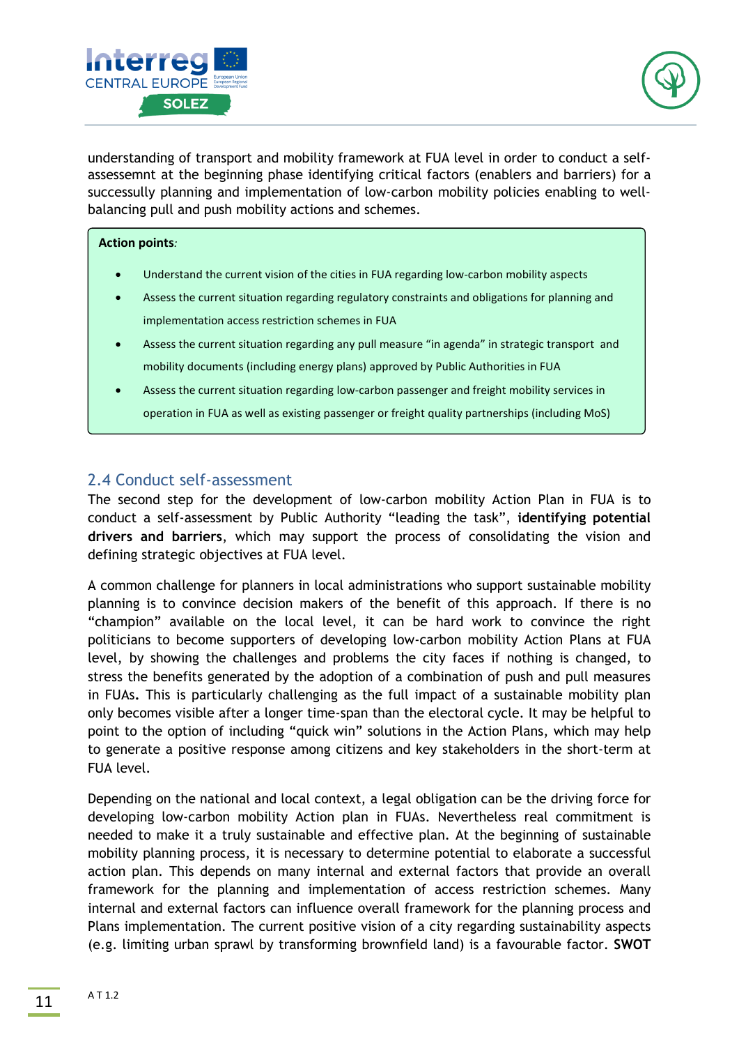understanding of transport and mobility framework at FUA level in order to conduct a self-assessemnt at the beginning phase identifying critical factors (enablers and barriers) for a successully planning and implementation of low-carbon mobility policies enabling to well-balancing pull and push mobility actions and schemes.

**Action points***:*

- Understand the current vision of the cities in FUA regarding low-carbon mobility aspects
- Assess the current situation regarding regulatory constraints and obligations for planning and implementation access restriction schemes in FUA
- Assess the current situation regarding any pull measure "in agenda" in strategic transport and mobility documents (including energy plans) approved by Public Authorities in FUA
- Assess the current situation regarding low-carbon passenger and freight mobility services in operation in FUA as well as existing passenger or freight quality partnerships (including MoS)

## 2.4 Conduct self-assessment

The second step for the development of low-carbon mobility Action Plan in FUA is to conduct a self-assessment by Public Authority "leading the task", **identifying potential drivers and barriers**, which may support the process of consolidating the vision and defining strategic objectives at FUA level.

A common challenge for planners in local administrations who support sustainable mobility planning is to convince decision makers of the benefit of this approach. If there is no "champion" available on the local level, it can be hard work to convince the right politicians to become supporters of developing low-carbon mobility Action Plans at FUA level, by showing the challenges and problems the city faces if nothing is changed, to stress the benefits generated by the adoption of a combination of push and pull measures in FUAs. This is particularly challenging as the full impact of a sustainable mobility plan only becomes visible after a longer time-span than the electoral cycle. It may be helpful to point to the option of including "quick win" solutions in the Action Plans, which may help to generate a positive response among citizens and key stakeholders in the short-term at FUA level.

Depending on the national and local context, a legal obligation can be the driving force for developing low-carbon mobility Action plan in FUAs. Nevertheless real commitment is needed to make it a truly sustainable and effective plan. At the beginning of sustainable mobility planning process, it is necessary to determine potential to elaborate a successful action plan. This depends on many internal and external factors that provide an overall framework for the planning and implementation of access restriction schemes. Many internal and external factors can influence overall framework for the planning process and Plans implementation. The current positive vision of a city regarding sustainability aspects (e.g. limiting urban sprawl by transforming brownfield land) is a favourable factor. **SWOT**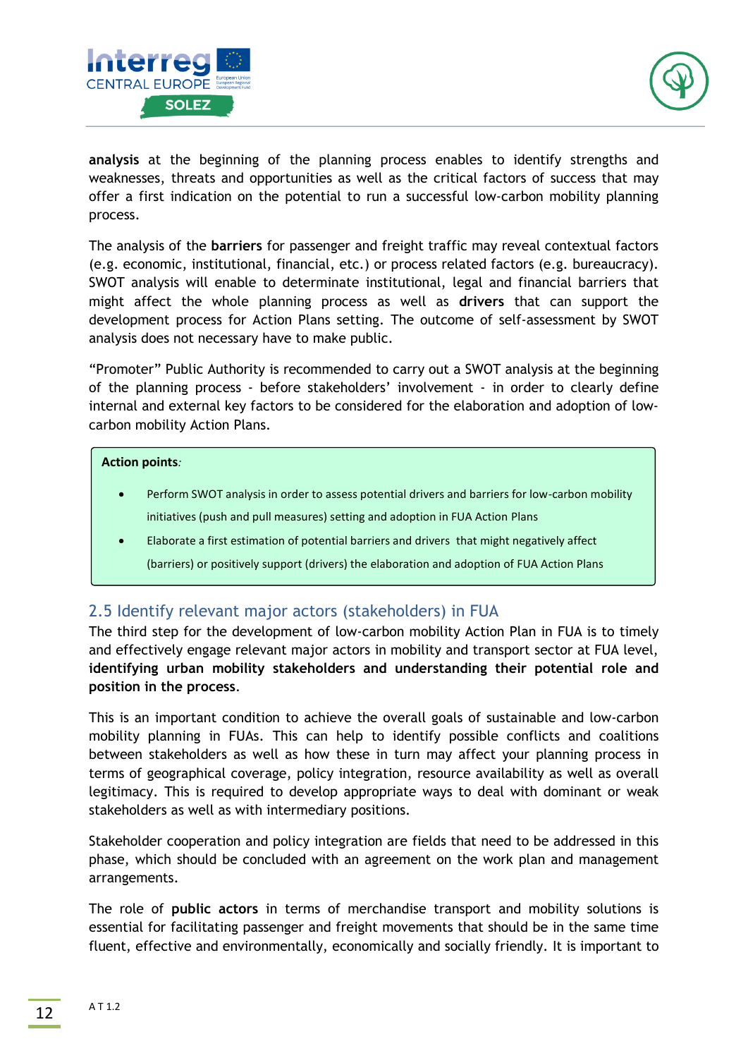**analysis** at the beginning of the planning process enables to identify strengths and weaknesses, threats and opportunities as well as the critical factors of success that may offer a first indication on the potential to run a successful low-carbon mobility planning process.

The analysis of the **barriers** for passenger and freight traffic may reveal contextual factors (e.g. economic, institutional, financial, etc.) or process related factors (e.g. bureaucracy). SWOT analysis will enable to determinate institutional, legal and financial barriers that might affect the whole planning process as well as **drivers** that can support the development process for Action Plans setting. The outcome of self-assessment by SWOT analysis does not necessary have to make public.

"Promoter" Public Authority is recommended to carry out a SWOT analysis at the beginning of the planning process - before stakeholders' involvement - in order to clearly define internal and external key factors to be considered for the elaboration and adoption of low-carbon mobility Action Plans.

**Action points***:*

- Perform SWOT analysis in order to assess potential drivers and barriers for low-carbon mobility initiatives (push and pull measures) setting and adoption in FUA Action Plans
- Elaborate a first estimation of potential barriers and drivers that might negatively affect (barriers) or positively support (drivers) the elaboration and adoption of FUA Action Plans

## 2.5 Identify relevant major actors (stakeholders) in FUA

The third step for the development of low-carbon mobility Action Plan in FUA is to timely and effectively engage relevant major actors in mobility and transport sector at FUA level, **identifying urban mobility stakeholders and understanding their potential role and position in the process**.

This is an important condition to achieve the overall goals of sustainable and low-carbon mobility planning in FUAs. This can help to identify possible conflicts and coalitions between stakeholders as well as how these in turn may affect your planning process in terms of geographical coverage, policy integration, resource availability as well as overall legitimacy. This is required to develop appropriate ways to deal with dominant or weak stakeholders as well as with intermediary positions.

Stakeholder cooperation and policy integration are fields that need to be addressed in this phase, which should be concluded with an agreement on the work plan and management arrangements.

The role of **public actors** in terms of merchandise transport and mobility solutions is essential for facilitating passenger and freight movements that should be in the same time fluent, effective and environmentally, economically and socially friendly. It is important to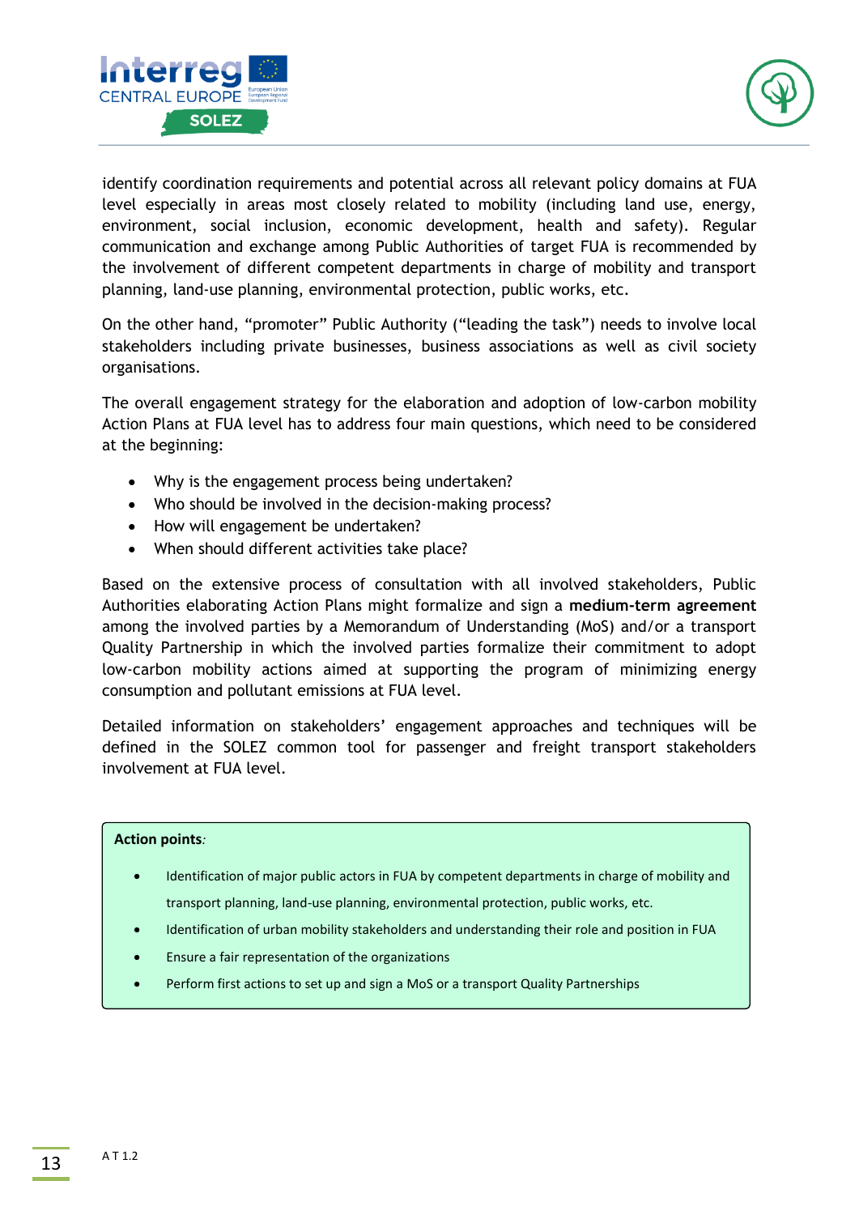identify coordination requirements and potential across all relevant policy domains at FUA level especially in areas most closely related to mobility (including land use, energy, environment, social inclusion, economic development, health and safety). Regular communication and exchange among Public Authorities of target FUA is recommended by the involvement of different competent departments in charge of mobility and transport planning, land-use planning, environmental protection, public works, etc.

On the other hand, "promoter" Public Authority ("leading the task") needs to involve local stakeholders including private businesses, business associations as well as civil society organisations.

The overall engagement strategy for the elaboration and adoption of low-carbon mobility Action Plans at FUA level has to address four main questions, which need to be considered at the beginning:

- Why is the engagement process being undertaken?
- Who should be involved in the decision-making process?
- How will engagement be undertaken?
- When should different activities take place?

Based on the extensive process of consultation with all involved stakeholders, Public Authorities elaborating Action Plans might formalize and sign a **medium-term agreement** among the involved parties by a Memorandum of Understanding (MoS) and/or a transport Quality Partnership in which the involved parties formalize their commitment to adopt low-carbon mobility actions aimed at supporting the program of minimizing energy consumption and pollutant emissions at FUA level.

Detailed information on stakeholders' engagement approaches and techniques will be defined in the SOLEZ common tool for passenger and freight transport stakeholders involvement at FUA level.

**Action points**:

- Identification of major public actors in FUA by competent departments in charge of mobility and transport planning, land-use planning, environmental protection, public works, etc.
- Identification of urban mobility stakeholders and understanding their role and position in FUA
- Ensure a fair representation of the organizations
- Perform first actions to set up and sign a MoS or a transport Quality Partnerships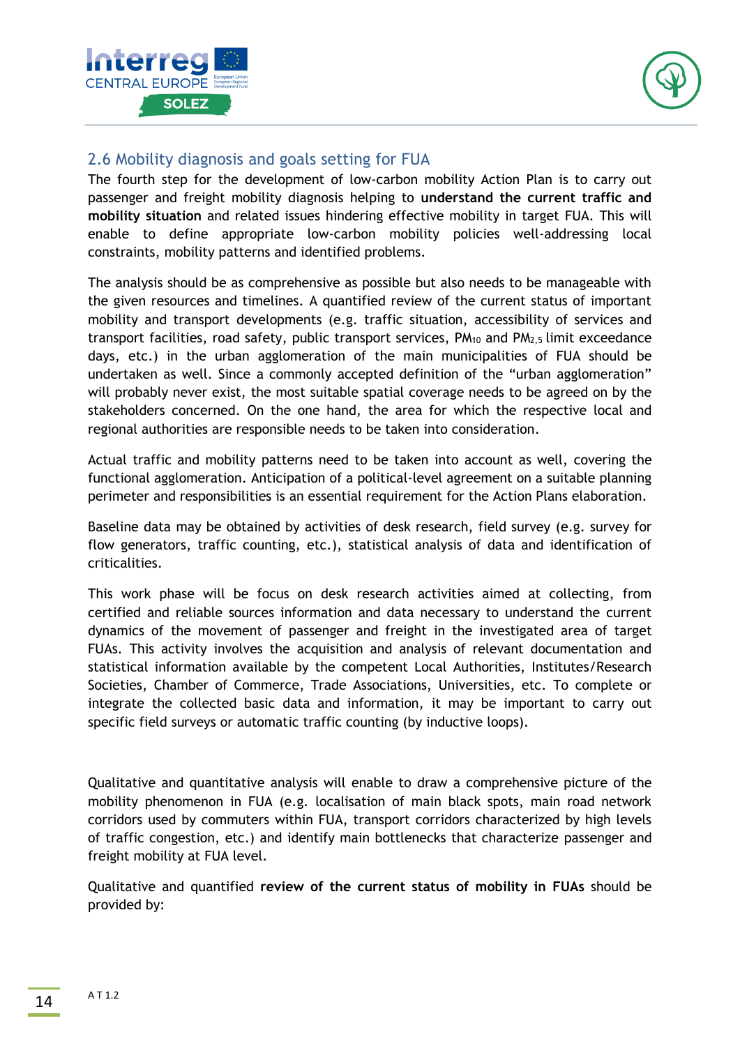## 2.6 Mobility diagnosis and goals setting for FUA

The fourth step for the development of low-carbon mobility Action Plan is to carry out passenger and freight mobility diagnosis helping to **understand the current traffic and mobility situation** and related issues hindering effective mobility in target FUA. This will enable to define appropriate low-carbon mobility policies well-addressing local constraints, mobility patterns and identified problems.

The analysis should be as comprehensive as possible but also needs to be manageable with the given resources and timelines. A quantified review of the current status of important mobility and transport developments (e.g. traffic situation, accessibility of services and transport facilities, road safety, public transport services, $PM_{10}$ and $PM_{2,5}$ limit exceedance days, etc.) in the urban agglomeration of the main municipalities of FUA should be undertaken as well. Since a commonly accepted definition of the "urban agglomeration" will probably never exist, the most suitable spatial coverage needs to be agreed on by the stakeholders concerned. On the one hand, the area for which the respective local and regional authorities are responsible needs to be taken into consideration.

Actual traffic and mobility patterns need to be taken into account as well, covering the functional agglomeration. Anticipation of a political-level agreement on a suitable planning perimeter and responsibilities is an essential requirement for the Action Plans elaboration.

Baseline data may be obtained by activities of desk research, field survey (e.g. survey for flow generators, traffic counting, etc.), statistical analysis of data and identification of criticalities.

This work phase will be focus on desk research activities aimed at collecting, from certified and reliable sources information and data necessary to understand the current dynamics of the movement of passenger and freight in the investigated area of target FUAs. This activity involves the acquisition and analysis of relevant documentation and statistical information available by the competent Local Authorities, Institutes/Research Societies, Chamber of Commerce, Trade Associations, Universities, etc. To complete or integrate the collected basic data and information, it may be important to carry out specific field surveys or automatic traffic counting (by inductive loops).

Qualitative and quantitative analysis will enable to draw a comprehensive picture of the mobility phenomenon in FUA (e.g. localisation of main black spots, main road network corridors used by commuters within FUA, transport corridors characterized by high levels of traffic congestion, etc.) and identify main bottlenecks that characterize passenger and freight mobility at FUA level.

Qualitative and quantified **review of the current status of mobility in FUAs** should be provided by: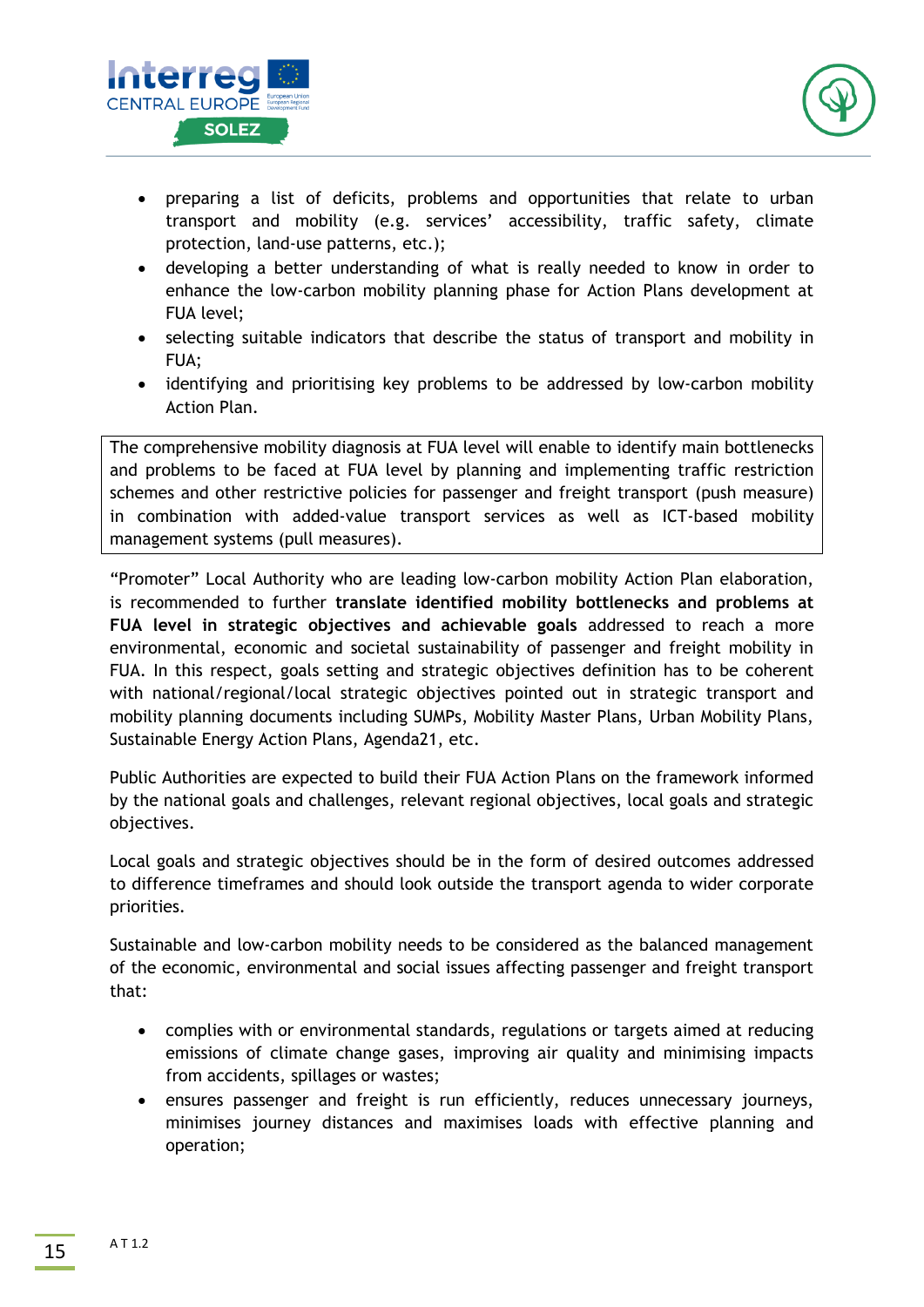- preparing a list of deficits, problems and opportunities that relate to urban transport and mobility (e.g. services' accessibility, traffic safety, climate protection, land-use patterns, etc.);
- developing a better understanding of what is really needed to know in order to enhance the low-carbon mobility planning phase for Action Plans development at FUA level;
- selecting suitable indicators that describe the status of transport and mobility in FUA;
- identifying and prioritising key problems to be addressed by low-carbon mobility Action Plan.

> The comprehensive mobility diagnosis at FUA level will enable to identify main bottlenecks and problems to be faced at FUA level by planning and implementing traffic restriction schemes and other restrictive policies for passenger and freight transport (push measure) in combination with added-value transport services as well as ICT-based mobility management systems (pull measures).

"Promoter" Local Authority who are leading low-carbon mobility Action Plan elaboration, is recommended to further **translate identified mobility bottlenecks and problems at FUA level in strategic objectives and achievable goals** addressed to reach a more environmental, economic and societal sustainability of passenger and freight mobility in FUA. In this respect, goals setting and strategic objectives definition has to be coherent with national/regional/local strategic objectives pointed out in strategic transport and mobility planning documents including SUMPs, Mobility Master Plans, Urban Mobility Plans, Sustainable Energy Action Plans, Agenda21, etc.

Public Authorities are expected to build their FUA Action Plans on the framework informed by the national goals and challenges, relevant regional objectives, local goals and strategic objectives.

Local goals and strategic objectives should be in the form of desired outcomes addressed to difference timeframes and should look outside the transport agenda to wider corporate priorities.

Sustainable and low-carbon mobility needs to be considered as the balanced management of the economic, environmental and social issues affecting passenger and freight transport that:

- complies with or environmental standards, regulations or targets aimed at reducing emissions of climate change gases, improving air quality and minimising impacts from accidents, spillages or wastes;
- ensures passenger and freight is run efficiently, reduces unnecessary journeys, minimises journey distances and maximises loads with effective planning and operation;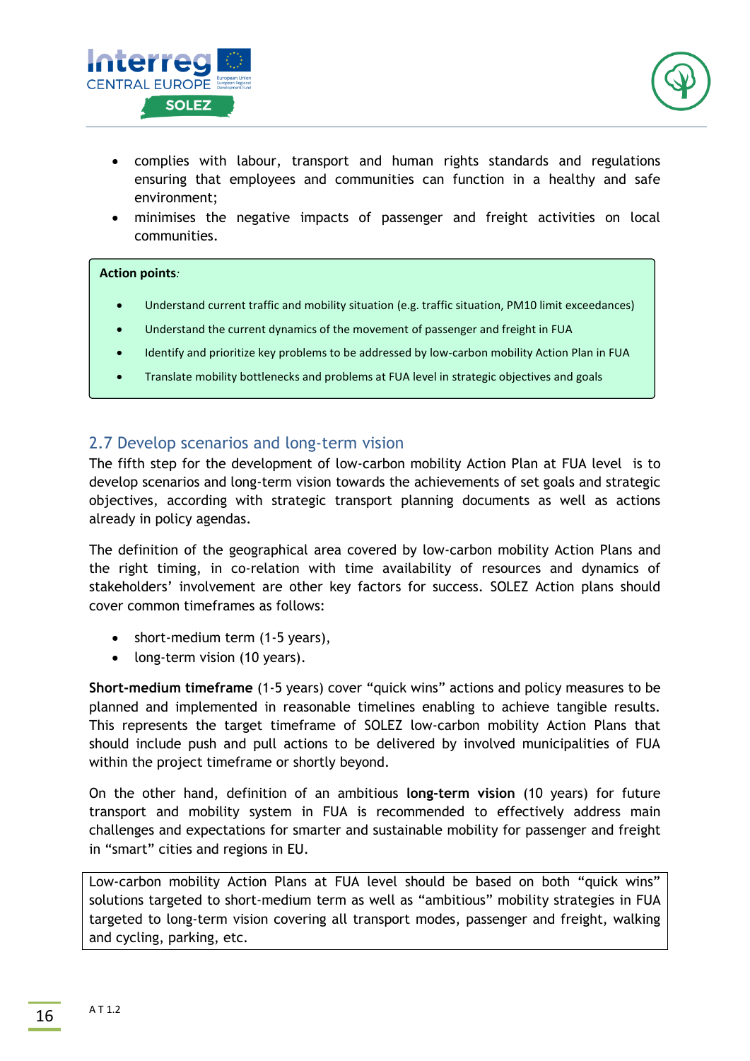- complies with labour, transport and human rights standards and regulations ensuring that employees and communities can function in a healthy and safe environment;
- minimises the negative impacts of passenger and freight activities on local communities.

**Action points**:

- Understand current traffic and mobility situation (e.g. traffic situation, PM10 limit exceedances)
- Understand the current dynamics of the movement of passenger and freight in FUA
- Identify and prioritize key problems to be addressed by low-carbon mobility Action Plan in FUA
- Translate mobility bottlenecks and problems at FUA level in strategic objectives and goals

## 2.7 Develop scenarios and long-term vision

The fifth step for the development of low-carbon mobility Action Plan at FUA level is to develop scenarios and long-term vision towards the achievements of set goals and strategic objectives, according with strategic transport planning documents as well as actions already in policy agendas.

The definition of the geographical area covered by low-carbon mobility Action Plans and the right timing, in co-relation with time availability of resources and dynamics of stakeholders' involvement are other key factors for success. SOLEZ Action plans should cover common timeframes as follows:

- short-medium term (1-5 years),
- long-term vision (10 years).

**Short-medium timeframe** (1-5 years) cover "quick wins" actions and policy measures to be planned and implemented in reasonable timelines enabling to achieve tangible results. This represents the target timeframe of SOLEZ low-carbon mobility Action Plans that should include push and pull actions to be delivered by involved municipalities of FUA within the project timeframe or shortly beyond.

On the other hand, definition of an ambitious **long-term vision** (10 years) for future transport and mobility system in FUA is recommended to effectively address main challenges and expectations for smarter and sustainable mobility for passenger and freight in "smart" cities and regions in EU.

Low-carbon mobility Action Plans at FUA level should be based on both "quick wins" solutions targeted to short-medium term as well as "ambitious" mobility strategies in FUA targeted to long-term vision covering all transport modes, passenger and freight, walking and cycling, parking, etc.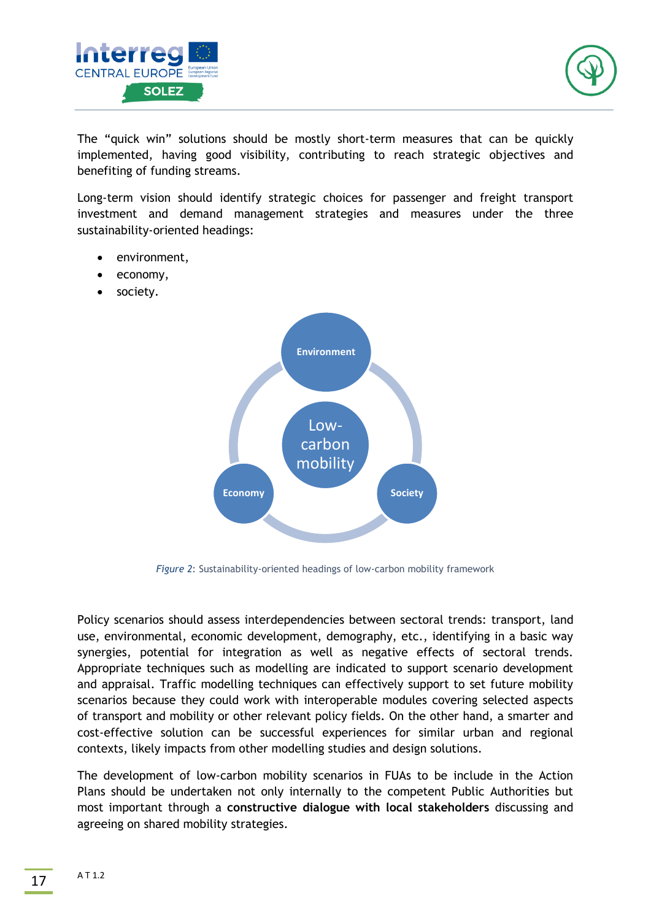The "quick win" solutions should be mostly short-term measures that can be quickly implemented, having good visibility, contributing to reach strategic objectives and benefiting of funding streams.

Long-term vision should identify strategic choices for passenger and freight transport investment and demand management strategies and measures under the three sustainability-oriented headings:

- environment,
- economy,
- society.

*Figure 2*: Sustainability-oriented headings of low-carbon mobility framework

Policy scenarios should assess interdependencies between sectoral trends: transport, land use, environmental, economic development, demography, etc., identifying in a basic way synergies, potential for integration as well as negative effects of sectoral trends. Appropriate techniques such as modelling are indicated to support scenario development and appraisal. Traffic modelling techniques can effectively support to set future mobility scenarios because they could work with interoperable modules covering selected aspects of transport and mobility or other relevant policy fields. On the other hand, a smarter and cost-effective solution can be successful experiences for similar urban and regional contexts, likely impacts from other modelling studies and design solutions.

The development of low-carbon mobility scenarios in FUAs to be include in the Action Plans should be undertaken not only internally to the competent Public Authorities but most important through a **constructive dialogue with local stakeholders** discussing and agreeing on shared mobility strategies.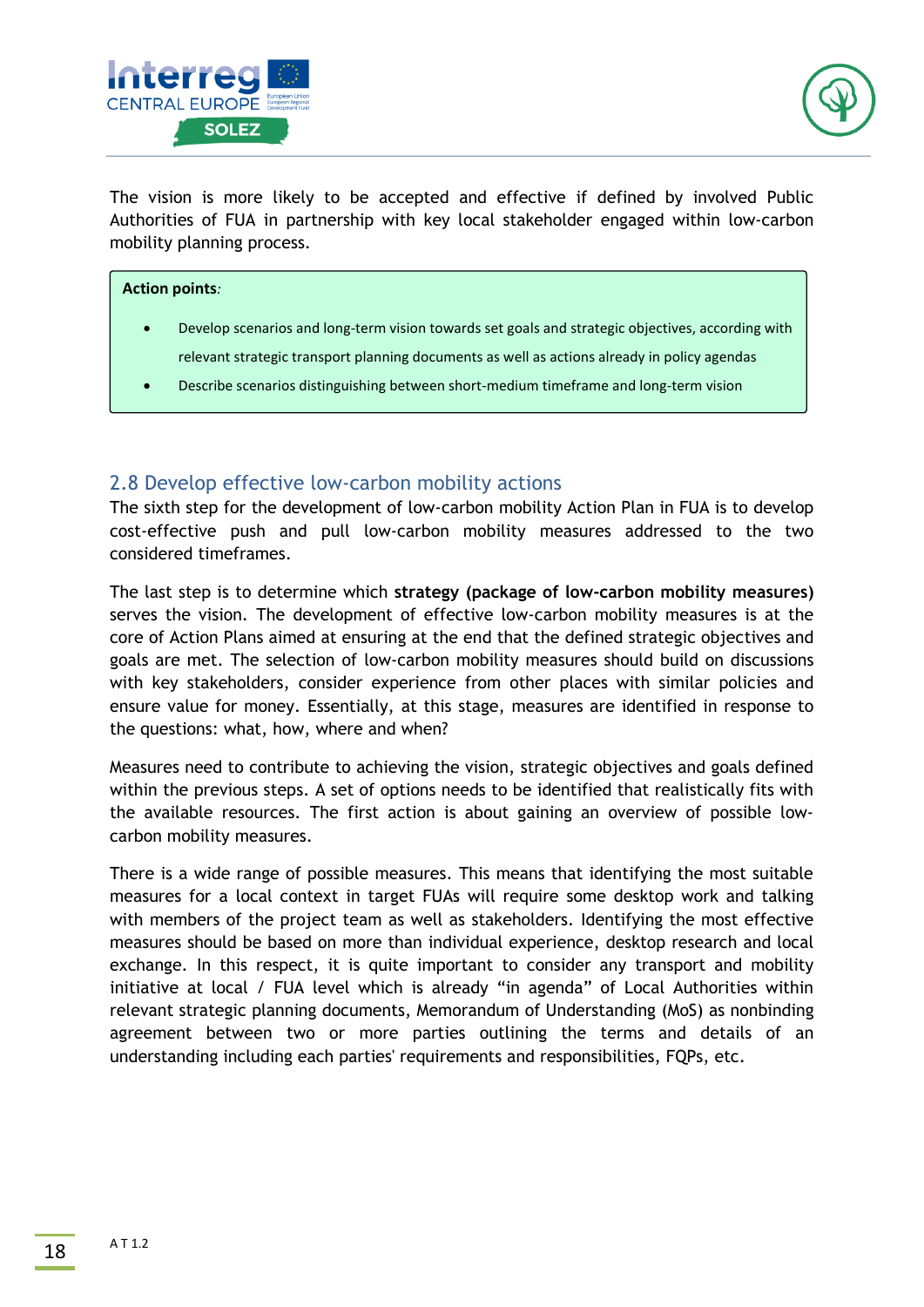The vision is more likely to be accepted and effective if defined by involved Public Authorities of FUA in partnership with key local stakeholder engaged within low-carbon mobility planning process.

**Action points**:

- Develop scenarios and long-term vision towards set goals and strategic objectives, according with relevant strategic transport planning documents as well as actions already in policy agendas
- Describe scenarios distinguishing between short-medium timeframe and long-term vision

## 2.8 Develop effective low-carbon mobility actions

The sixth step for the development of low-carbon mobility Action Plan in FUA is to develop cost-effective push and pull low-carbon mobility measures addressed to the two considered timeframes.

The last step is to determine which **strategy (package of low-carbon mobility measures)** serves the vision. The development of effective low-carbon mobility measures is at the core of Action Plans aimed at ensuring at the end that the defined strategic objectives and goals are met. The selection of low-carbon mobility measures should build on discussions with key stakeholders, consider experience from other places with similar policies and ensure value for money. Essentially, at this stage, measures are identified in response to the questions: what, how, where and when?

Measures need to contribute to achieving the vision, strategic objectives and goals defined within the previous steps. A set of options needs to be identified that realistically fits with the available resources. The first action is about gaining an overview of possible low-carbon mobility measures.

There is a wide range of possible measures. This means that identifying the most suitable measures for a local context in target FUAs will require some desktop work and talking with members of the project team as well as stakeholders. Identifying the most effective measures should be based on more than individual experience, desktop research and local exchange. In this respect, it is quite important to consider any transport and mobility initiative at local / FUA level which is already “in agenda” of Local Authorities within relevant strategic planning documents, Memorandum of Understanding (MoS) as nonbinding agreement between two or more parties outlining the terms and details of an understanding including each parties' requirements and responsibilities, FQPs, etc.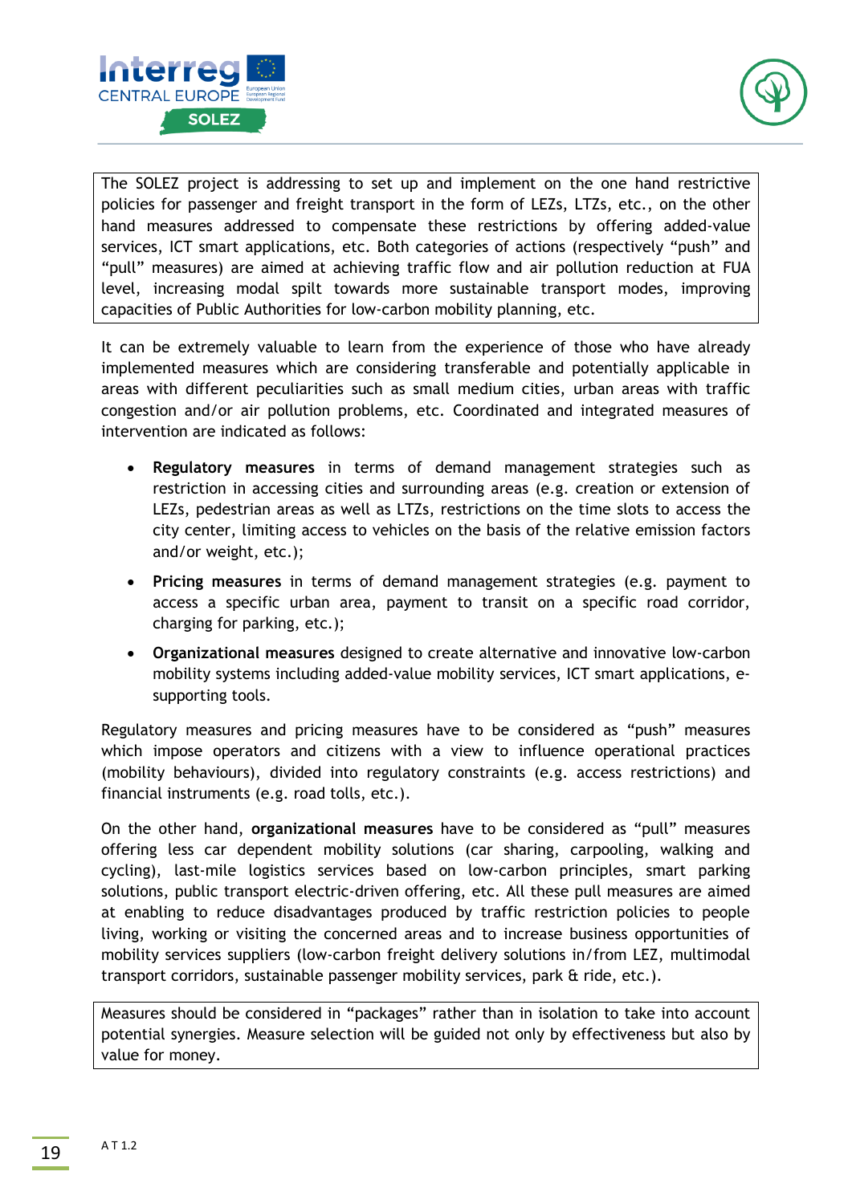The SOLEZ project is addressing to set up and implement on the one hand restrictive policies for passenger and freight transport in the form of LEZs, LTZs, etc., on the other hand measures addressed to compensate these restrictions by offering added-value services, ICT smart applications, etc. Both categories of actions (respectively "push" and "pull" measures) are aimed at achieving traffic flow and air pollution reduction at FUA level, increasing modal spilt towards more sustainable transport modes, improving capacities of Public Authorities for low-carbon mobility planning, etc.

It can be extremely valuable to learn from the experience of those who have already implemented measures which are considering transferable and potentially applicable in areas with different peculiarities such as small medium cities, urban areas with traffic congestion and/or air pollution problems, etc. Coordinated and integrated measures of intervention are indicated as follows:

- **Regulatory measures** in terms of demand management strategies such as restriction in accessing cities and surrounding areas (e.g. creation or extension of LEZs, pedestrian areas as well as LTZs, restrictions on the time slots to access the city center, limiting access to vehicles on the basis of the relative emission factors and/or weight, etc.);
- **Pricing measures** in terms of demand management strategies (e.g. payment to access a specific urban area, payment to transit on a specific road corridor, charging for parking, etc.);
- **Organizational measures** designed to create alternative and innovative low-carbon mobility systems including added-value mobility services, ICT smart applications, e-supporting tools.

Regulatory measures and pricing measures have to be considered as "push" measures which impose operators and citizens with a view to influence operational practices (mobility behaviours), divided into regulatory constraints (e.g. access restrictions) and financial instruments (e.g. road tolls, etc.).

On the other hand, **organizational measures** have to be considered as "pull" measures offering less car dependent mobility solutions (car sharing, carpooling, walking and cycling), last-mile logistics services based on low-carbon principles, smart parking solutions, public transport electric-driven offering, etc. All these pull measures are aimed at enabling to reduce disadvantages produced by traffic restriction policies to people living, working or visiting the concerned areas and to increase business opportunities of mobility services suppliers (low-carbon freight delivery solutions in/from LEZ, multimodal transport corridors, sustainable passenger mobility services, park & ride, etc.).

Measures should be considered in "packages" rather than in isolation to take into account potential synergies. Measure selection will be guided not only by effectiveness but also by value for money.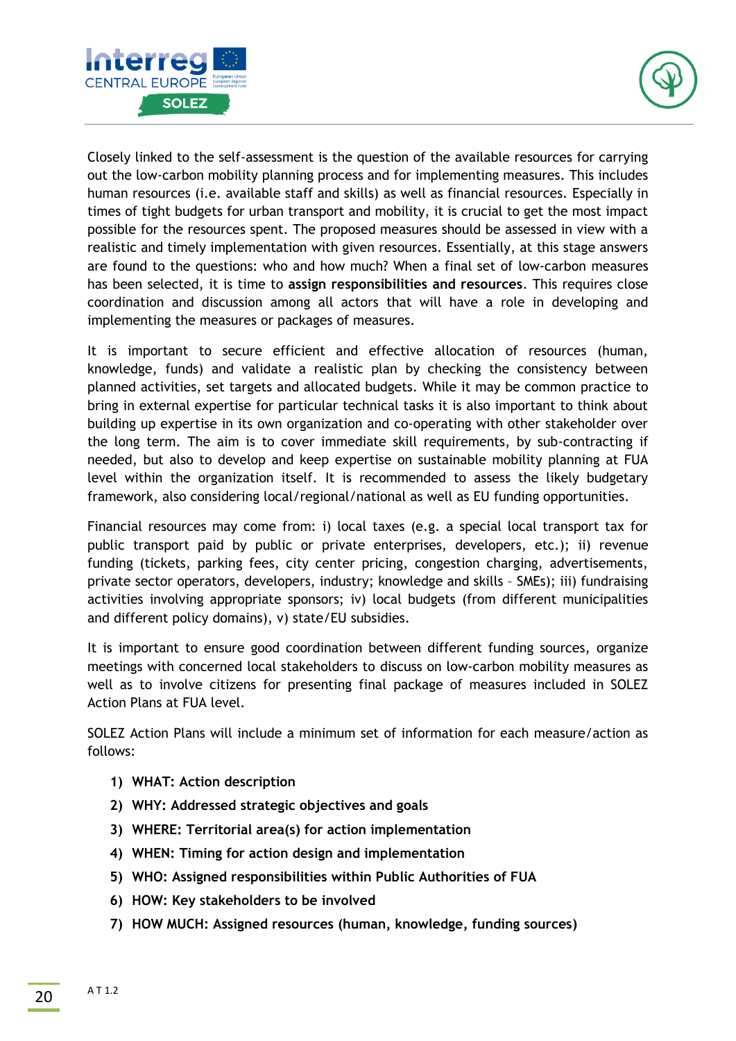Closely linked to the self-assessment is the question of the available resources for carrying out the low-carbon mobility planning process and for implementing measures. This includes human resources (i.e. available staff and skills) as well as financial resources. Especially in times of tight budgets for urban transport and mobility, it is crucial to get the most impact possible for the resources spent. The proposed measures should be assessed in view with a realistic and timely implementation with given resources. Essentially, at this stage answers are found to the questions: who and how much? When a final set of low-carbon measures has been selected, it is time to **assign responsibilities and resources**. This requires close coordination and discussion among all actors that will have a role in developing and implementing the measures or packages of measures.

It is important to secure efficient and effective allocation of resources (human, knowledge, funds) and validate a realistic plan by checking the consistency between planned activities, set targets and allocated budgets. While it may be common practice to bring in external expertise for particular technical tasks it is also important to think about building up expertise in its own organization and co-operating with other stakeholder over the long term. The aim is to cover immediate skill requirements, by sub-contracting if needed, but also to develop and keep expertise on sustainable mobility planning at FUA level within the organization itself. It is recommended to assess the likely budgetary framework, also considering local/regional/national as well as EU funding opportunities.

Financial resources may come from: i) local taxes (e.g. a special local transport tax for public transport paid by public or private enterprises, developers, etc.); ii) revenue funding (tickets, parking fees, city center pricing, congestion charging, advertisements, private sector operators, developers, industry; knowledge and skills – SMEs); iii) fundraising activities involving appropriate sponsors; iv) local budgets (from different municipalities and different policy domains), v) state/EU subsidies.

It is important to ensure good coordination between different funding sources, organize meetings with concerned local stakeholders to discuss on low-carbon mobility measures as well as to involve citizens for presenting final package of measures included in SOLEZ Action Plans at FUA level.

SOLEZ Action Plans will include a minimum set of information for each measure/action as follows:

1) **WHAT: Action description**
2) **WHY: Addressed strategic objectives and goals**
3) **WHERE: Territorial area(s) for action implementation**
4) **WHEN: Timing for action design and implementation**
5) **WHO: Assigned responsibilities within Public Authorities of FUA**
6) **HOW: Key stakeholders to be involved**
7) **HOW MUCH: Assigned resources (human, knowledge, funding sources)**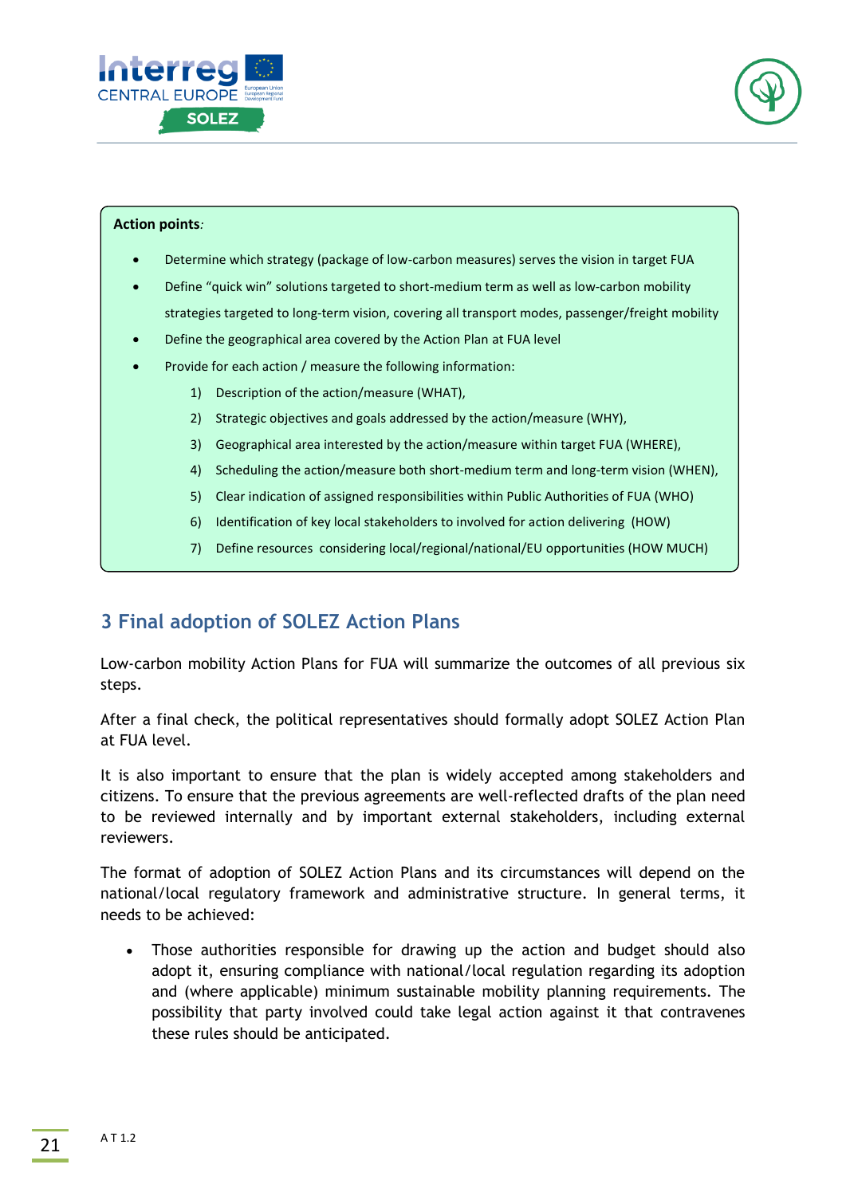**Action points***:*

- Determine which strategy (package of low-carbon measures) serves the vision in target FUA
- Define "quick win" solutions targeted to short-medium term as well as low-carbon mobility strategies targeted to long-term vision, covering all transport modes, passenger/freight mobility
- Define the geographical area covered by the Action Plan at FUA level
- Provide for each action / measure the following information:
  1) Description of the action/measure (WHAT),
  2) Strategic objectives and goals addressed by the action/measure (WHY),
  3) Geographical area interested by the action/measure within target FUA (WHERE),
  4) Scheduling the action/measure both short-medium term and long-term vision (WHEN),
  5) Clear indication of assigned responsibilities within Public Authorities of FUA (WHO)
  6) Identification of key local stakeholders to involved for action delivering (HOW)
  7) Define resources considering local/regional/national/EU opportunities (HOW MUCH)

## 3 Final adoption of SOLEZ Action Plans

Low-carbon mobility Action Plans for FUA will summarize the outcomes of all previous six steps.

After a final check, the political representatives should formally adopt SOLEZ Action Plan at FUA level.

It is also important to ensure that the plan is widely accepted among stakeholders and citizens. To ensure that the previous agreements are well-reflected drafts of the plan need to be reviewed internally and by important external stakeholders, including external reviewers.

The format of adoption of SOLEZ Action Plans and its circumstances will depend on the national/local regulatory framework and administrative structure. In general terms, it needs to be achieved:

- Those authorities responsible for drawing up the action and budget should also adopt it, ensuring compliance with national/local regulation regarding its adoption and (where applicable) minimum sustainable mobility planning requirements. The possibility that party involved could take legal action against it that contravenes these rules should be anticipated.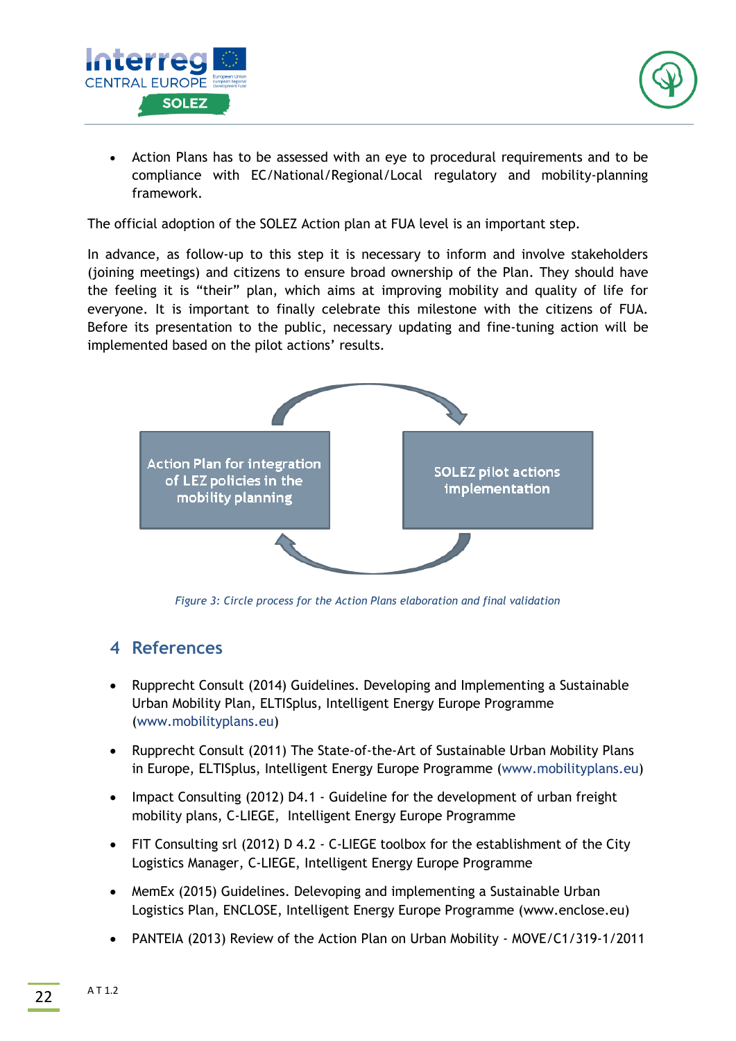- Action Plans has to be assessed with an eye to procedural requirements and to be compliance with EC/National/Regional/Local regulatory and mobility-planning framework.

The official adoption of the SOLEZ Action plan at FUA level is an important step.

In advance, as follow-up to this step it is necessary to inform and involve stakeholders (joining meetings) and citizens to ensure broad ownership of the Plan. They should have the feeling it is “their” plan, which aims at improving mobility and quality of life for everyone. It is important to finally celebrate this milestone with the citizens of FUA. Before its presentation to the public, necessary updating and fine-tuning action will be implemented based on the pilot actions’ results.

Action Plan for integration of LEZ policies in the mobility planning

SOLEZ pilot actions implementation

*Figure 3: Circle process for the Action Plans elaboration and final validation*

## 4 References

- Rupprecht Consult (2014) Guidelines. Developing and Implementing a Sustainable Urban Mobility Plan, ELTISplus, Intelligent Energy Europe Programme (www.mobilityplans.eu)
- Rupprecht Consult (2011) The State-of-the-Art of Sustainable Urban Mobility Plans in Europe, ELTISplus, Intelligent Energy Europe Programme (www.mobilityplans.eu)
- Impact Consulting (2012) D4.1 - Guideline for the development of urban freight mobility plans, C-LIEGE, Intelligent Energy Europe Programme
- FIT Consulting srl (2012) D 4.2 - C-LIEGE toolbox for the establishment of the City Logistics Manager, C-LIEGE, Intelligent Energy Europe Programme
- MemEx (2015) Guidelines. Delevoping and implementing a Sustainable Urban Logistics Plan, ENCLOSE, Intelligent Energy Europe Programme (www.enclose.eu)
- PANTEIA (2013) Review of the Action Plan on Urban Mobility - MOVE/C1/319-1/2011